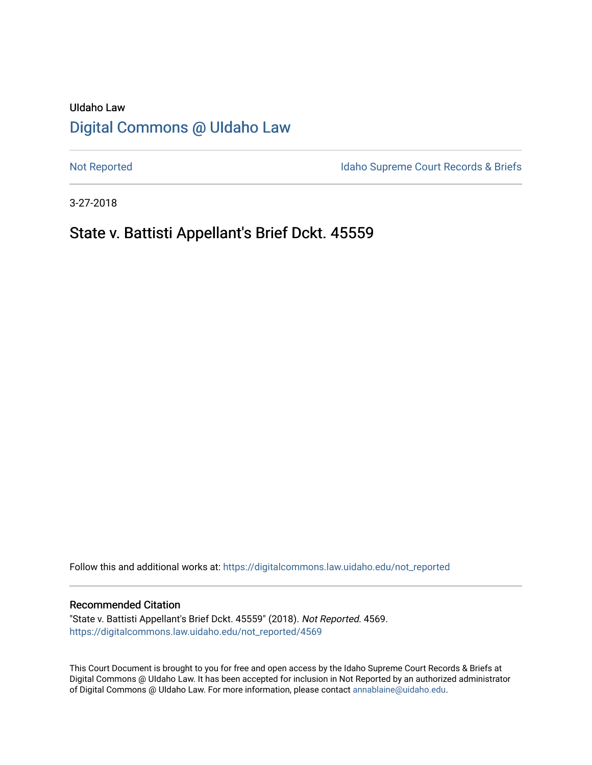UIdaho Law

# [Digital Commons @ UIdaho Law](https://digitalcommons.law.uidaho.edu/)

[Not Reported](https://digitalcommons.law.uidaho.edu/not_reported) | [Idaho Supreme Court Records & Briefs](https://digitalcommons.law.uidaho.edu/idaho_supreme_court_records_briefs)

3-27-2018

## State v. Battisti Appellant's Brief Dckt. 45559

Follow this and additional works at: https://digitalcommons.law.uidaho.edu/not_reported

### Recommended Citation

"State v. Battisti Appellant's Brief Dckt. 45559" (2018). *Not Reported*. 4569.
https://digitalcommons.law.uidaho.edu/not_reported/4569

This Court Document is brought to you for free and open access by the Idaho Supreme Court Records & Briefs at Digital Commons @ UIdaho Law. It has been accepted for inclusion in Not Reported by an authorized administrator of Digital Commons @ UIdaho Law. For more information, please contact annablaine@uidaho.edu.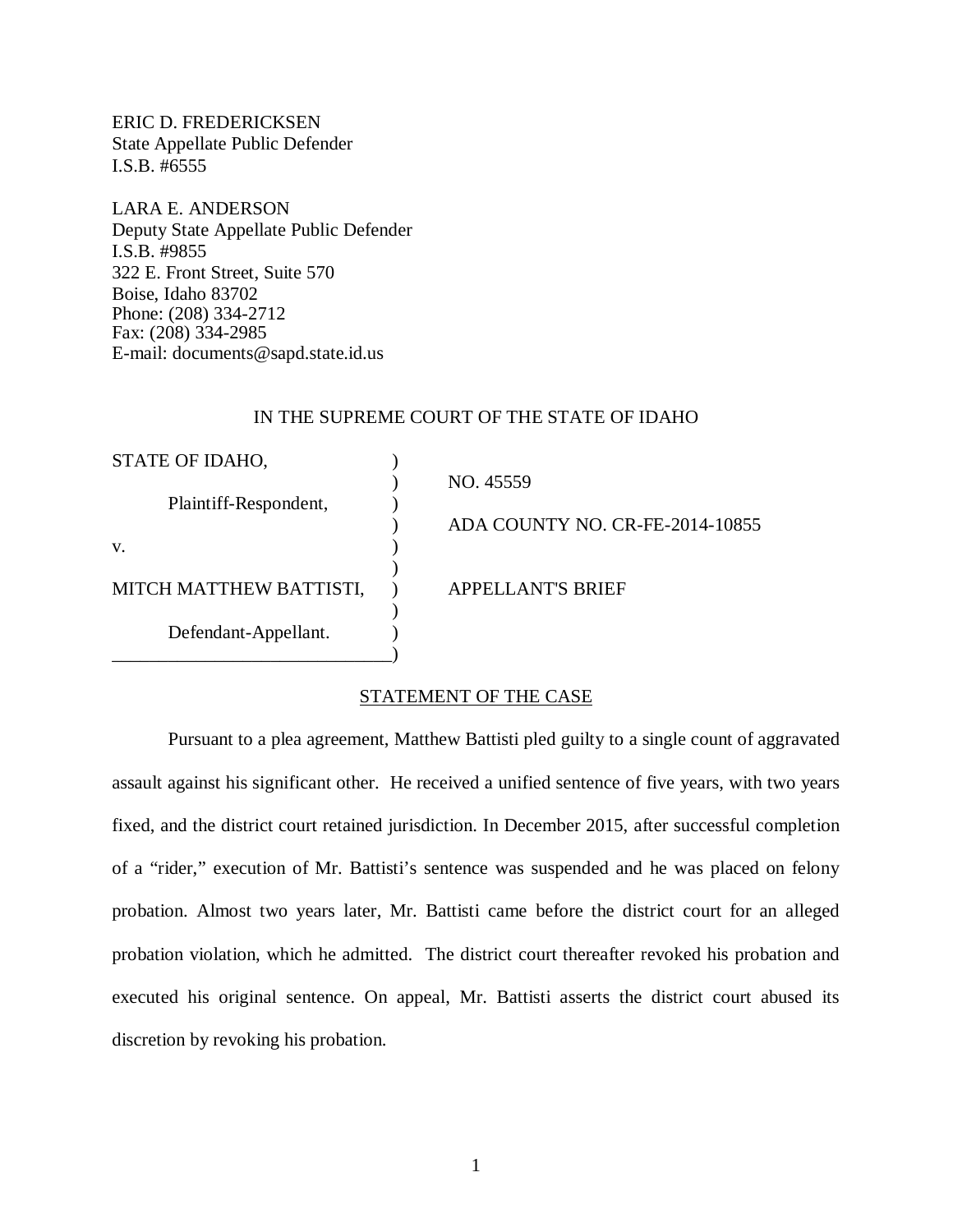ERIC D. FREDERICKSEN
State Appellate Public Defender
I.S.B. #6555

LARA E. ANDERSON
Deputy State Appellate Public Defender
I.S.B. #9855
322 E. Front Street, Suite 570
Boise, Idaho 83702
Phone: (208) 334-2712
Fax: (208) 334-2985
E-mail: documents@sapd.state.id.us

IN THE SUPREME COURT OF THE STATE OF IDAHO

| | | |
|---|---|---|
| STATE OF IDAHO, | ) | |
| | ) | NO. 45559 |
| Plaintiff-Respondent, | ) | |
| | ) | ADA COUNTY NO. CR-FE-2014-10855 |
| v. | ) | |
| | ) | |
| MITCH MATTHEW BATTISTI, | ) | APPELLANT'S BRIEF |
| | ) | |
| Defendant-Appellant. | ) | |
| ______________________________ | ) | |

## STATEMENT OF THE CASE

Pursuant to a plea agreement, Matthew Battisti pled guilty to a single count of aggravated assault against his significant other. He received a unified sentence of five years, with two years fixed, and the district court retained jurisdiction. In December 2015, after successful completion of a "rider," execution of Mr. Battisti's sentence was suspended and he was placed on felony probation. Almost two years later, Mr. Battisti came before the district court for an alleged probation violation, which he admitted. The district court thereafter revoked his probation and executed his original sentence. On appeal, Mr. Battisti asserts the district court abused its discretion by revoking his probation.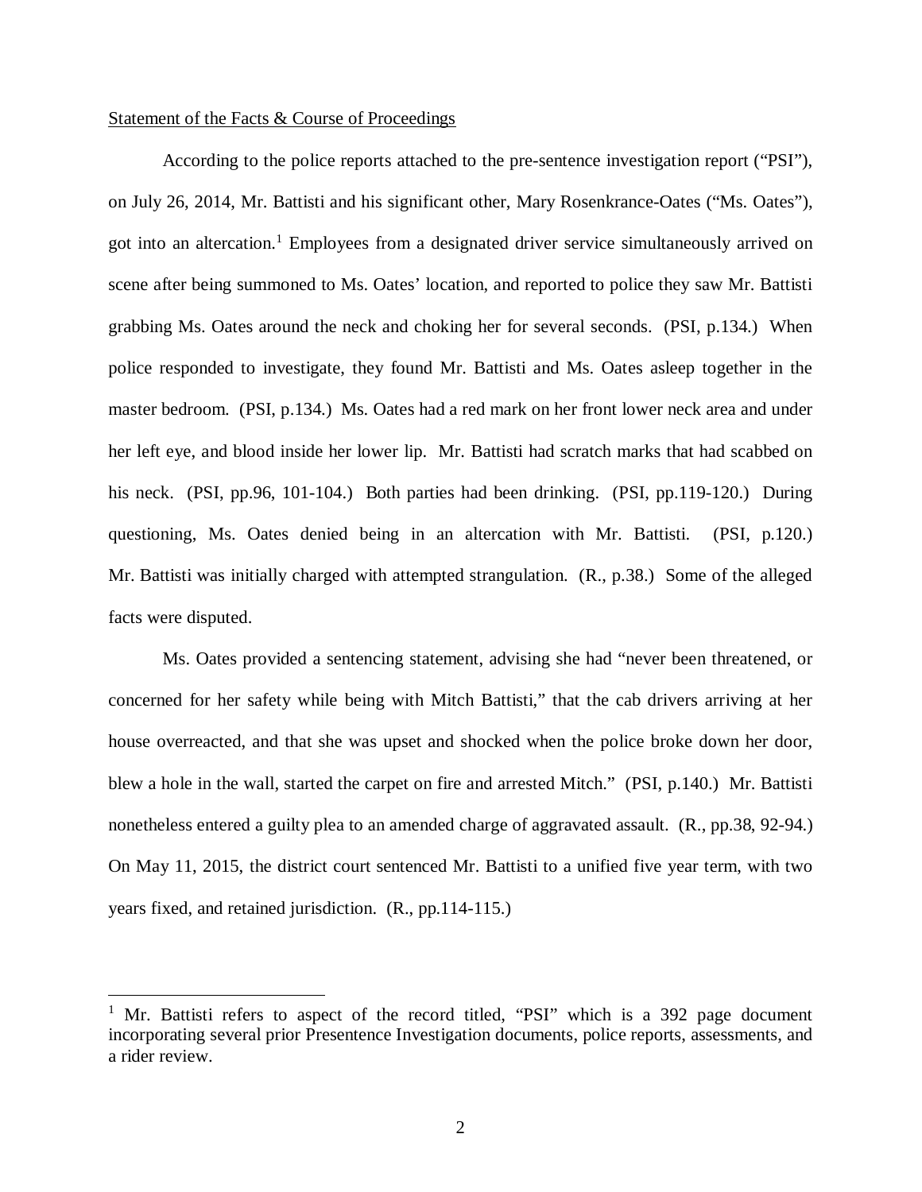Statement of the Facts & Course of Proceedings

According to the police reports attached to the pre-sentence investigation report ("PSI"), on July 26, 2014, Mr. Battisti and his significant other, Mary Rosenkrance-Oates ("Ms. Oates"), got into an altercation.[1] Employees from a designated driver service simultaneously arrived on scene after being summoned to Ms. Oates' location, and reported to police they saw Mr. Battisti grabbing Ms. Oates around the neck and choking her for several seconds. (PSI, p.134.) When police responded to investigate, they found Mr. Battisti and Ms. Oates asleep together in the master bedroom. (PSI, p.134.) Ms. Oates had a red mark on her front lower neck area and under her left eye, and blood inside her lower lip. Mr. Battisti had scratch marks that had scabbed on his neck. (PSI, pp.96, 101-104.) Both parties had been drinking. (PSI, pp.119-120.) During questioning, Ms. Oates denied being in an altercation with Mr. Battisti. (PSI, p.120.) Mr. Battisti was initially charged with attempted strangulation. (R., p.38.) Some of the alleged facts were disputed.

Ms. Oates provided a sentencing statement, advising she had "never been threatened, or concerned for her safety while being with Mitch Battisti," that the cab drivers arriving at her house overreacted, and that she was upset and shocked when the police broke down her door, blew a hole in the wall, started the carpet on fire and arrested Mitch." (PSI, p.140.) Mr. Battisti nonetheless entered a guilty plea to an amended charge of aggravated assault. (R., pp.38, 92-94.) On May 11, 2015, the district court sentenced Mr. Battisti to a unified five year term, with two years fixed, and retained jurisdiction. (R., pp.114-115.)

[1] Mr. Battisti refers to aspect of the record titled, "PSI" which is a 392 page document incorporating several prior Presentence Investigation documents, police reports, assessments, and a rider review.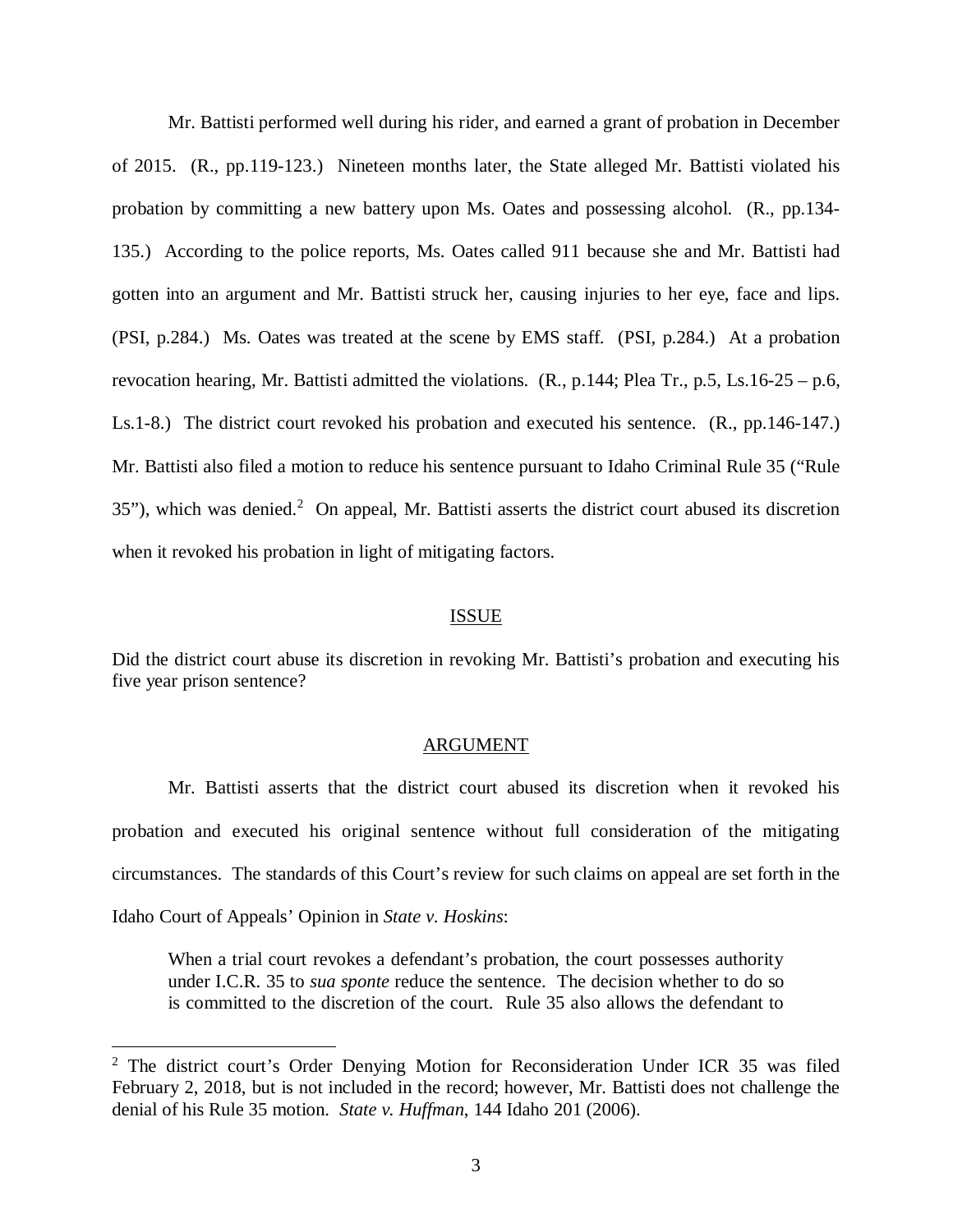Mr. Battisti performed well during his rider, and earned a grant of probation in December of 2015. (R., pp.119-123.) Nineteen months later, the State alleged Mr. Battisti violated his probation by committing a new battery upon Ms. Oates and possessing alcohol. (R., pp.134-135.) According to the police reports, Ms. Oates called 911 because she and Mr. Battisti had gotten into an argument and Mr. Battisti struck her, causing injuries to her eye, face and lips. (PSI, p.284.) Ms. Oates was treated at the scene by EMS staff. (PSI, p.284.) At a probation revocation hearing, Mr. Battisti admitted the violations. (R., p.144; Plea Tr., p.5, Ls.16-25 – p.6, Ls.1-8.) The district court revoked his probation and executed his sentence. (R., pp.146-147.) Mr. Battisti also filed a motion to reduce his sentence pursuant to Idaho Criminal Rule 35 ("Rule 35"), which was denied.[2] On appeal, Mr. Battisti asserts the district court abused its discretion when it revoked his probation in light of mitigating factors.

## ISSUE

Did the district court abuse its discretion in revoking Mr. Battisti's probation and executing his five year prison sentence?

## ARGUMENT

Mr. Battisti asserts that the district court abused its discretion when it revoked his probation and executed his original sentence without full consideration of the mitigating circumstances. The standards of this Court's review for such claims on appeal are set forth in the Idaho Court of Appeals' Opinion in *State v. Hoskins*:

> When a trial court revokes a defendant's probation, the court possesses authority under I.C.R. 35 to *sua sponte* reduce the sentence. The decision whether to do so is committed to the discretion of the court. Rule 35 also allows the defendant to

[2] The district court's Order Denying Motion for Reconsideration Under ICR 35 was filed February 2, 2018, but is not included in the record; however, Mr. Battisti does not challenge the denial of his Rule 35 motion. *State v. Huffman*, 144 Idaho 201 (2006).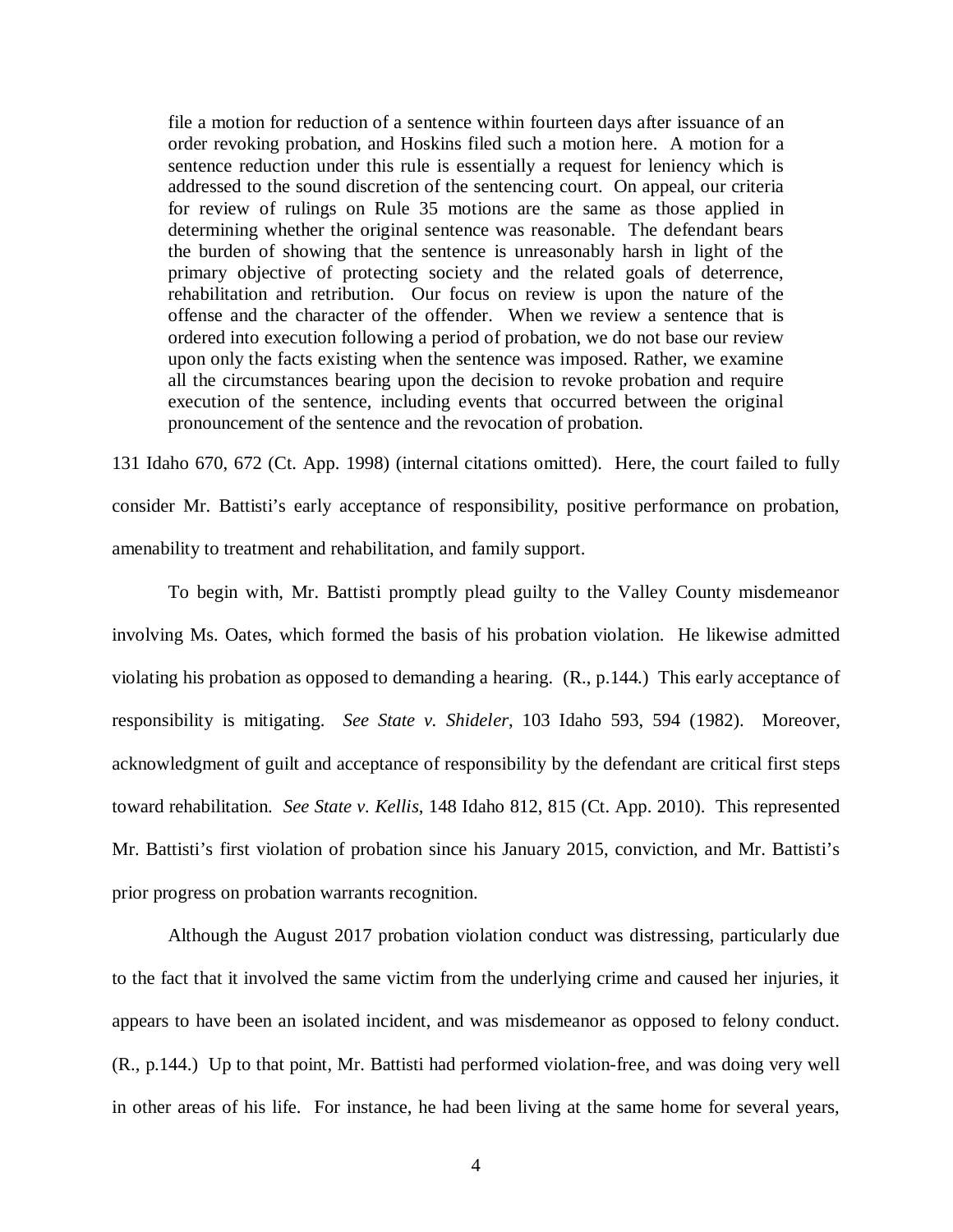> file a motion for reduction of a sentence within fourteen days after issuance of an order revoking probation, and Hoskins filed such a motion here. A motion for a sentence reduction under this rule is essentially a request for leniency which is addressed to the sound discretion of the sentencing court. On appeal, our criteria for review of rulings on Rule 35 motions are the same as those applied in determining whether the original sentence was reasonable. The defendant bears the burden of showing that the sentence is unreasonably harsh in light of the primary objective of protecting society and the related goals of deterrence, rehabilitation and retribution. Our focus on review is upon the nature of the offense and the character of the offender. When we review a sentence that is ordered into execution following a period of probation, we do not base our review upon only the facts existing when the sentence was imposed. Rather, we examine all the circumstances bearing upon the decision to revoke probation and require execution of the sentence, including events that occurred between the original pronouncement of the sentence and the revocation of probation.

131 Idaho 670, 672 (Ct. App. 1998) (internal citations omitted). Here, the court failed to fully consider Mr. Battisti's early acceptance of responsibility, positive performance on probation, amenability to treatment and rehabilitation, and family support.

To begin with, Mr. Battisti promptly plead guilty to the Valley County misdemeanor involving Ms. Oates, which formed the basis of his probation violation. He likewise admitted violating his probation as opposed to demanding a hearing. (R., p.144.) This early acceptance of responsibility is mitigating. *See State v. Shideler*, 103 Idaho 593, 594 (1982). Moreover, acknowledgment of guilt and acceptance of responsibility by the defendant are critical first steps toward rehabilitation. *See State v. Kellis*, 148 Idaho 812, 815 (Ct. App. 2010). This represented Mr. Battisti's first violation of probation since his January 2015, conviction, and Mr. Battisti's prior progress on probation warrants recognition.

Although the August 2017 probation violation conduct was distressing, particularly due to the fact that it involved the same victim from the underlying crime and caused her injuries, it appears to have been an isolated incident, and was misdemeanor as opposed to felony conduct. (R., p.144.) Up to that point, Mr. Battisti had performed violation-free, and was doing very well in other areas of his life. For instance, he had been living at the same home for several years,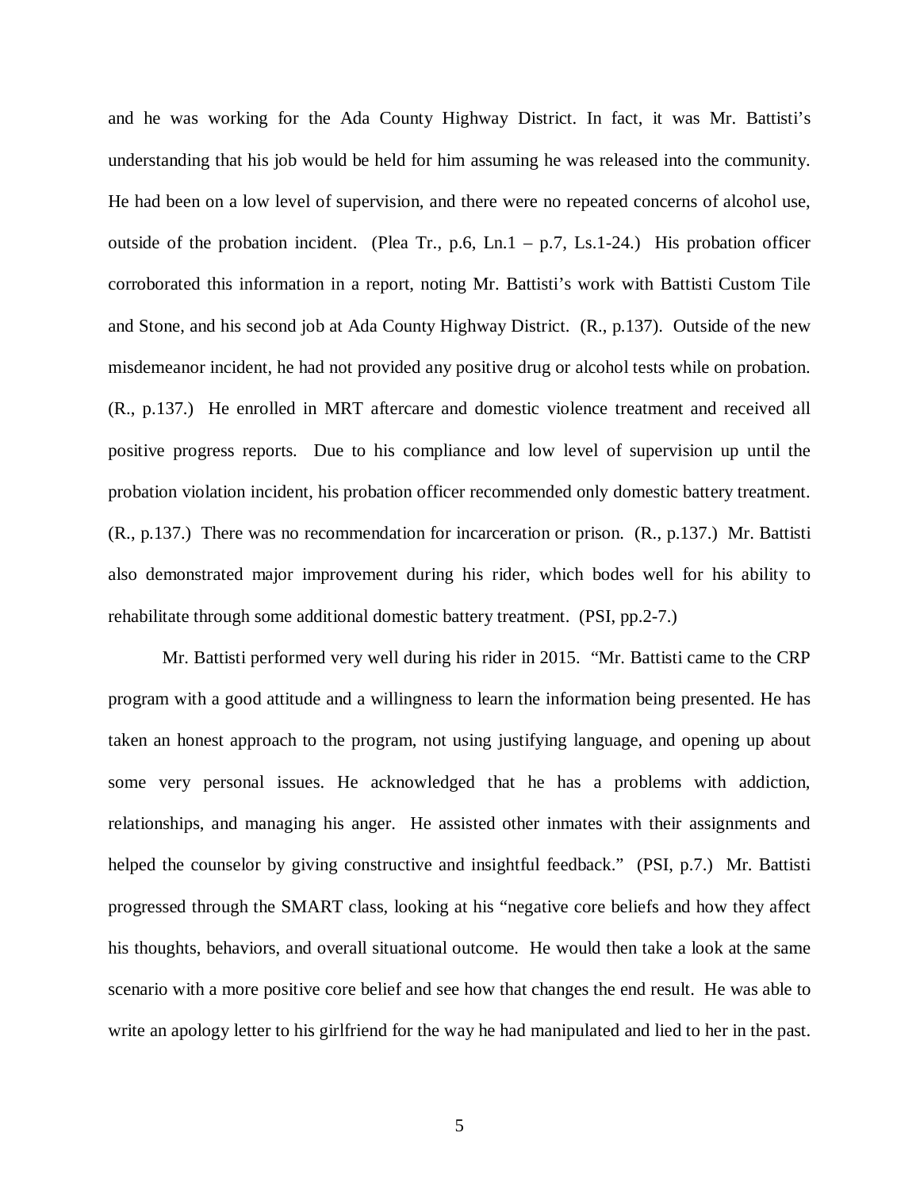and he was working for the Ada County Highway District. In fact, it was Mr. Battisti's understanding that his job would be held for him assuming he was released into the community. He had been on a low level of supervision, and there were no repeated concerns of alcohol use, outside of the probation incident. (Plea Tr., p.6, Ln.1 – p.7, Ls.1-24.) His probation officer corroborated this information in a report, noting Mr. Battisti's work with Battisti Custom Tile and Stone, and his second job at Ada County Highway District. (R., p.137). Outside of the new misdemeanor incident, he had not provided any positive drug or alcohol tests while on probation. (R., p.137.) He enrolled in MRT aftercare and domestic violence treatment and received all positive progress reports. Due to his compliance and low level of supervision up until the probation violation incident, his probation officer recommended only domestic battery treatment. (R., p.137.) There was no recommendation for incarceration or prison. (R., p.137.) Mr. Battisti also demonstrated major improvement during his rider, which bodes well for his ability to rehabilitate through some additional domestic battery treatment. (PSI, pp.2-7.)

Mr. Battisti performed very well during his rider in 2015. "Mr. Battisti came to the CRP program with a good attitude and a willingness to learn the information being presented. He has taken an honest approach to the program, not using justifying language, and opening up about some very personal issues. He acknowledged that he has a problems with addiction, relationships, and managing his anger. He assisted other inmates with their assignments and helped the counselor by giving constructive and insightful feedback." (PSI, p.7.) Mr. Battisti progressed through the SMART class, looking at his "negative core beliefs and how they affect his thoughts, behaviors, and overall situational outcome. He would then take a look at the same scenario with a more positive core belief and see how that changes the end result. He was able to write an apology letter to his girlfriend for the way he had manipulated and lied to her in the past.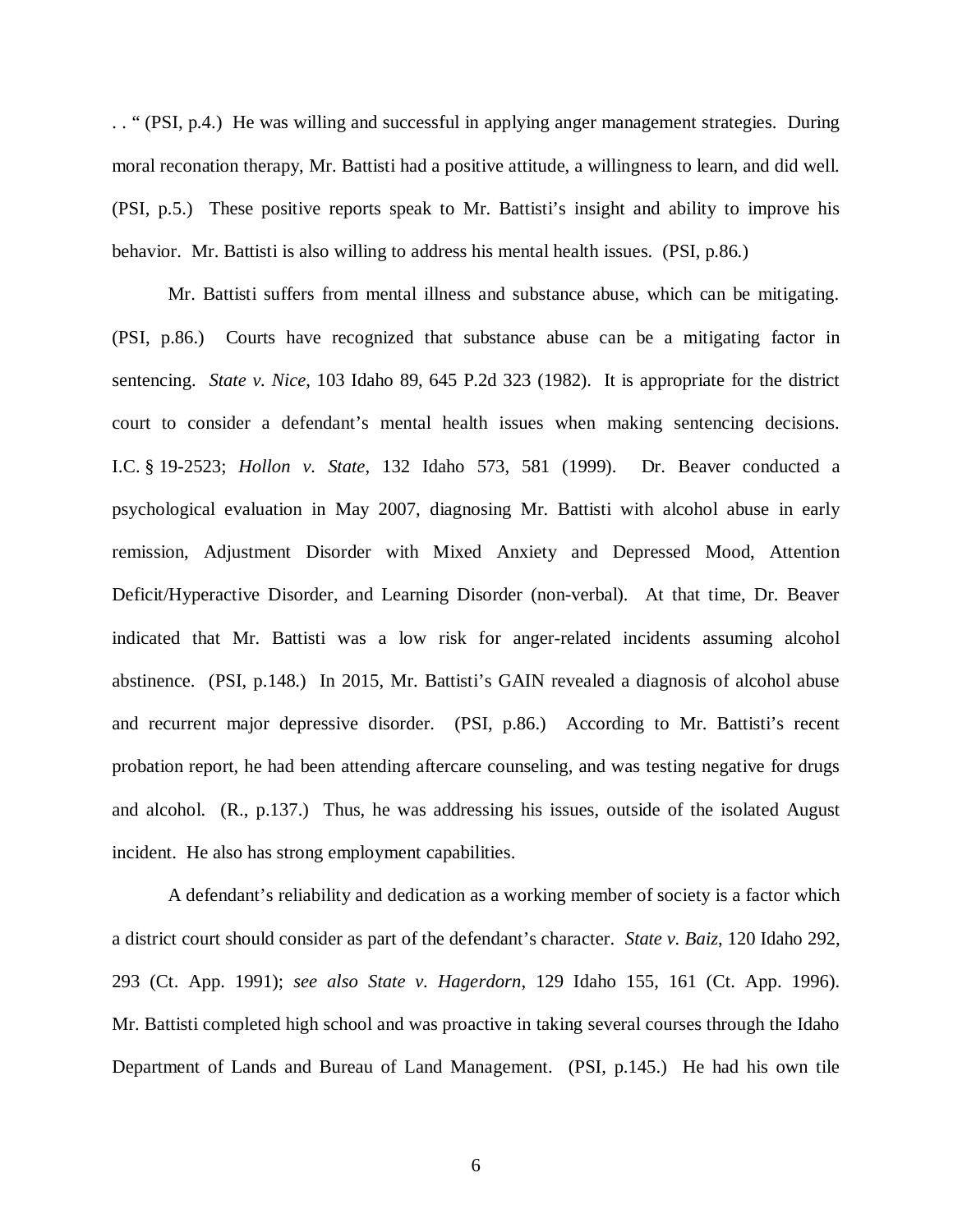. . " (PSI, p.4.) He was willing and successful in applying anger management strategies. During moral reconation therapy, Mr. Battisti had a positive attitude, a willingness to learn, and did well. (PSI, p.5.) These positive reports speak to Mr. Battisti's insight and ability to improve his behavior. Mr. Battisti is also willing to address his mental health issues. (PSI, p.86.)

Mr. Battisti suffers from mental illness and substance abuse, which can be mitigating. (PSI, p.86.) Courts have recognized that substance abuse can be a mitigating factor in sentencing. *State v. Nice*, 103 Idaho 89, 645 P.2d 323 (1982). It is appropriate for the district court to consider a defendant's mental health issues when making sentencing decisions. I.C. § 19-2523; *Hollon v. State*, 132 Idaho 573, 581 (1999). Dr. Beaver conducted a psychological evaluation in May 2007, diagnosing Mr. Battisti with alcohol abuse in early remission, Adjustment Disorder with Mixed Anxiety and Depressed Mood, Attention Deficit/Hyperactive Disorder, and Learning Disorder (non-verbal). At that time, Dr. Beaver indicated that Mr. Battisti was a low risk for anger-related incidents assuming alcohol abstinence. (PSI, p.148.) In 2015, Mr. Battisti's GAIN revealed a diagnosis of alcohol abuse and recurrent major depressive disorder. (PSI, p.86.) According to Mr. Battisti's recent probation report, he had been attending aftercare counseling, and was testing negative for drugs and alcohol. (R., p.137.) Thus, he was addressing his issues, outside of the isolated August incident. He also has strong employment capabilities.

A defendant's reliability and dedication as a working member of society is a factor which a district court should consider as part of the defendant's character. *State v. Baiz*, 120 Idaho 292, 293 (Ct. App. 1991); *see also State v. Hagerdorn*, 129 Idaho 155, 161 (Ct. App. 1996). Mr. Battisti completed high school and was proactive in taking several courses through the Idaho Department of Lands and Bureau of Land Management. (PSI, p.145.) He had his own tile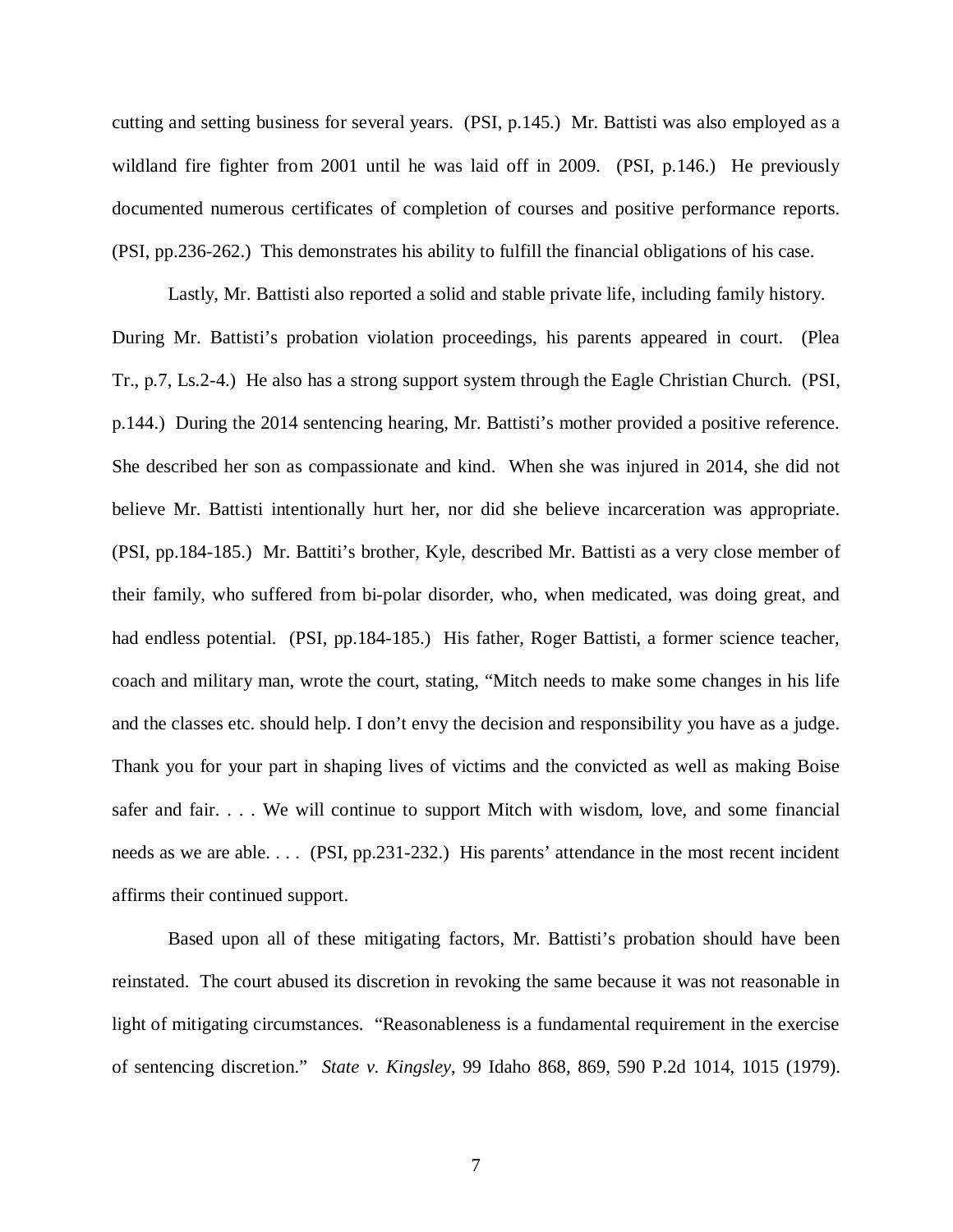cutting and setting business for several years. (PSI, p.145.) Mr. Battisti was also employed as a wildland fire fighter from 2001 until he was laid off in 2009. (PSI, p.146.) He previously documented numerous certificates of completion of courses and positive performance reports. (PSI, pp.236-262.) This demonstrates his ability to fulfill the financial obligations of his case.

Lastly, Mr. Battisti also reported a solid and stable private life, including family history. During Mr. Battisti's probation violation proceedings, his parents appeared in court. (Plea Tr., p.7, Ls.2-4.) He also has a strong support system through the Eagle Christian Church. (PSI, p.144.) During the 2014 sentencing hearing, Mr. Battisti's mother provided a positive reference. She described her son as compassionate and kind. When she was injured in 2014, she did not believe Mr. Battisti intentionally hurt her, nor did she believe incarceration was appropriate. (PSI, pp.184-185.) Mr. Battiti's brother, Kyle, described Mr. Battisti as a very close member of their family, who suffered from bi-polar disorder, who, when medicated, was doing great, and had endless potential. (PSI, pp.184-185.) His father, Roger Battisti, a former science teacher, coach and military man, wrote the court, stating, "Mitch needs to make some changes in his life and the classes etc. should help. I don't envy the decision and responsibility you have as a judge. Thank you for your part in shaping lives of victims and the convicted as well as making Boise safer and fair. . . . We will continue to support Mitch with wisdom, love, and some financial needs as we are able. . . . (PSI, pp.231-232.) His parents' attendance in the most recent incident affirms their continued support.

Based upon all of these mitigating factors, Mr. Battisti's probation should have been reinstated. The court abused its discretion in revoking the same because it was not reasonable in light of mitigating circumstances. "Reasonableness is a fundamental requirement in the exercise of sentencing discretion." *State v. Kingsley*, 99 Idaho 868, 869, 590 P.2d 1014, 1015 (1979).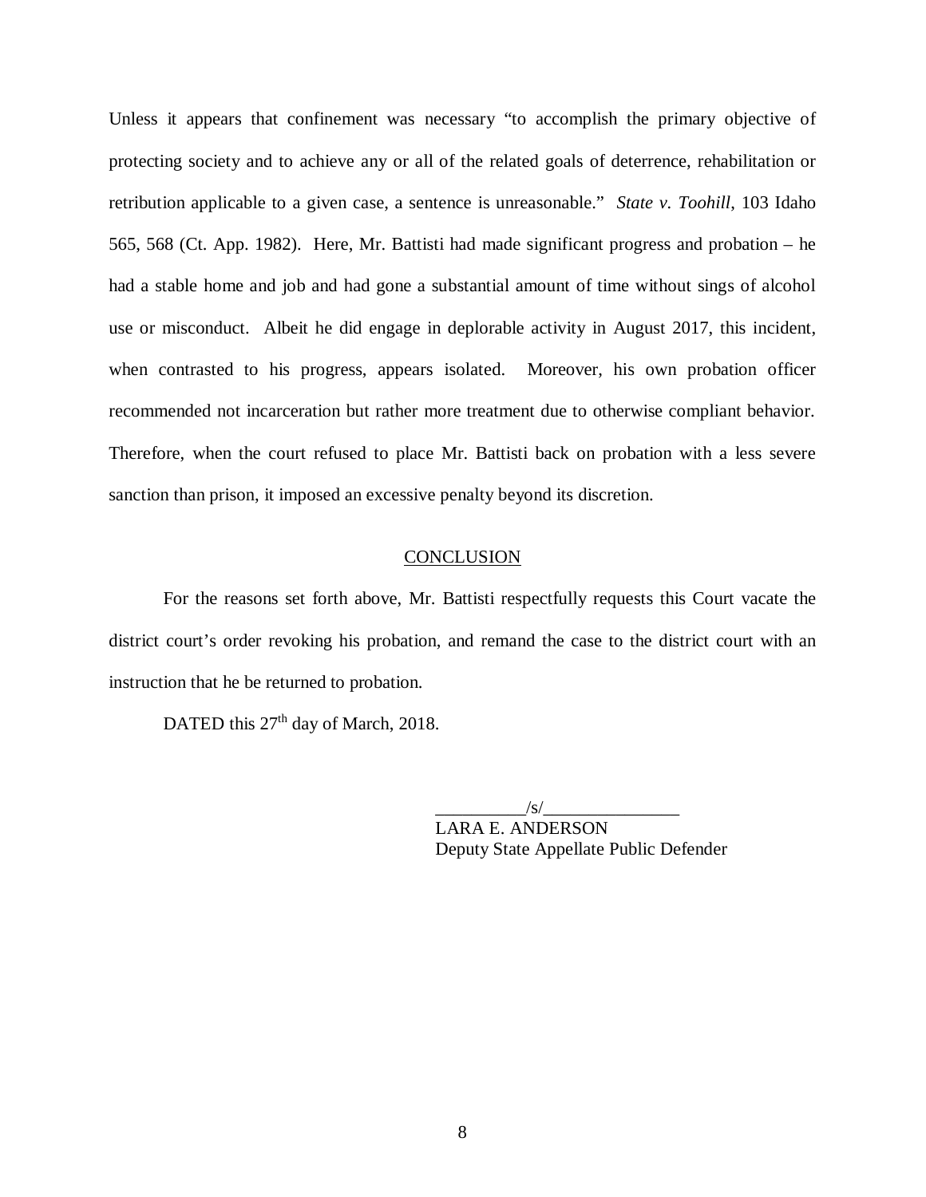Unless it appears that confinement was necessary "to accomplish the primary objective of protecting society and to achieve any or all of the related goals of deterrence, rehabilitation or retribution applicable to a given case, a sentence is unreasonable." *State v. Toohill*, 103 Idaho 565, 568 (Ct. App. 1982). Here, Mr. Battisti had made significant progress and probation – he had a stable home and job and had gone a substantial amount of time without sings of alcohol use or misconduct. Albeit he did engage in deplorable activity in August 2017, this incident, when contrasted to his progress, appears isolated. Moreover, his own probation officer recommended not incarceration but rather more treatment due to otherwise compliant behavior. Therefore, when the court refused to place Mr. Battisti back on probation with a less severe sanction than prison, it imposed an excessive penalty beyond its discretion.

## CONCLUSION

For the reasons set forth above, Mr. Battisti respectfully requests this Court vacate the district court's order revoking his probation, and remand the case to the district court with an instruction that he be returned to probation.

DATED this 27th day of March, 2018.

__________/s/_______________
LARA E. ANDERSON
Deputy State Appellate Public Defender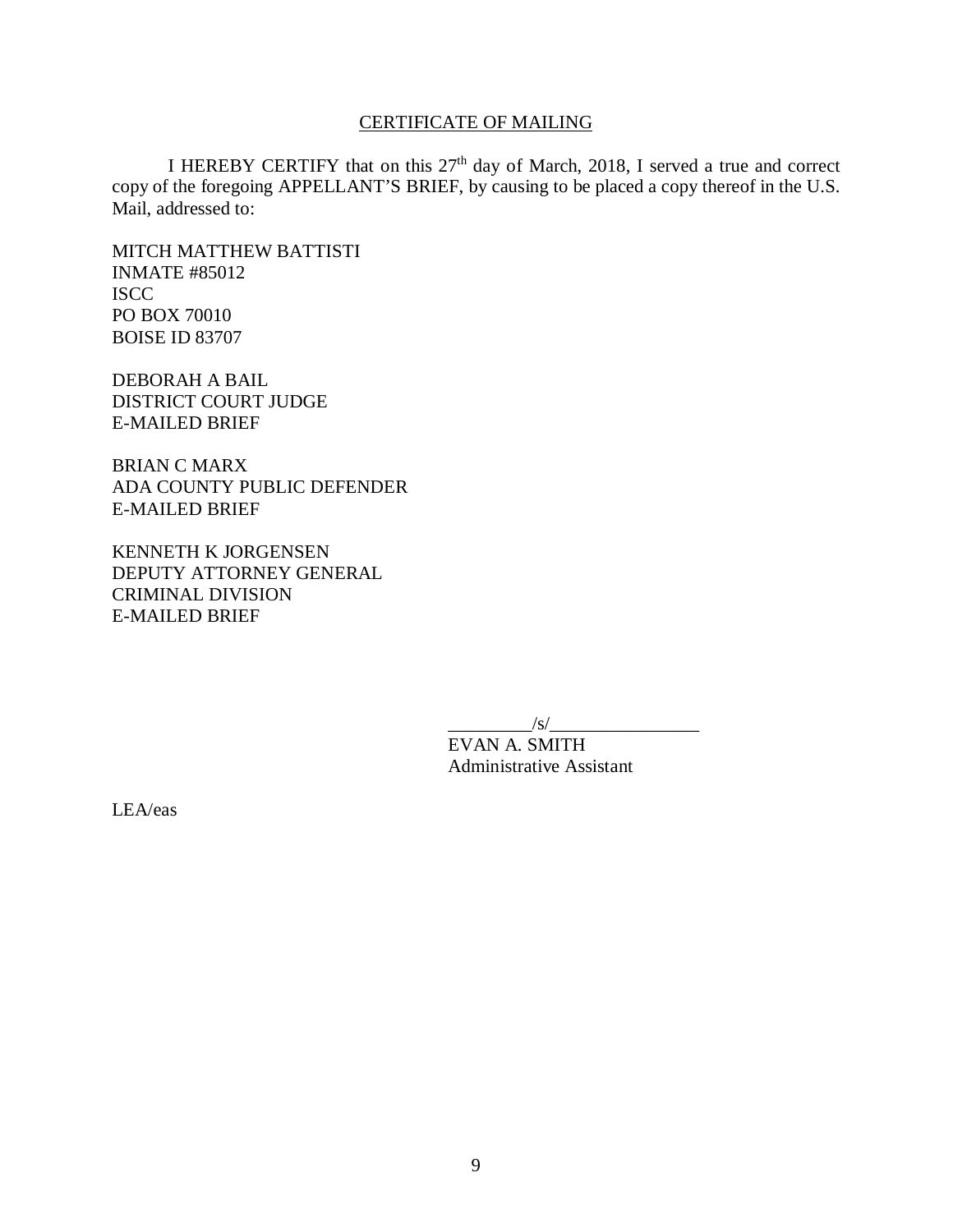## CERTIFICATE OF MAILING

I HEREBY CERTIFY that on this 27th day of March, 2018, I served a true and correct copy of the foregoing APPELLANT'S BRIEF, by causing to be placed a copy thereof in the U.S. Mail, addressed to:

MITCH MATTHEW BATTISTI
INMATE #85012
ISCC
PO BOX 70010
BOISE ID 83707

DEBORAH A BAIL
DISTRICT COURT JUDGE
E-MAILED BRIEF

BRIAN C MARX
ADA COUNTY PUBLIC DEFENDER
E-MAILED BRIEF

KENNETH K JORGENSEN
DEPUTY ATTORNEY GENERAL
CRIMINAL DIVISION
E-MAILED BRIEF

_________/s/________________
EVAN A. SMITH
Administrative Assistant

LEA/eas